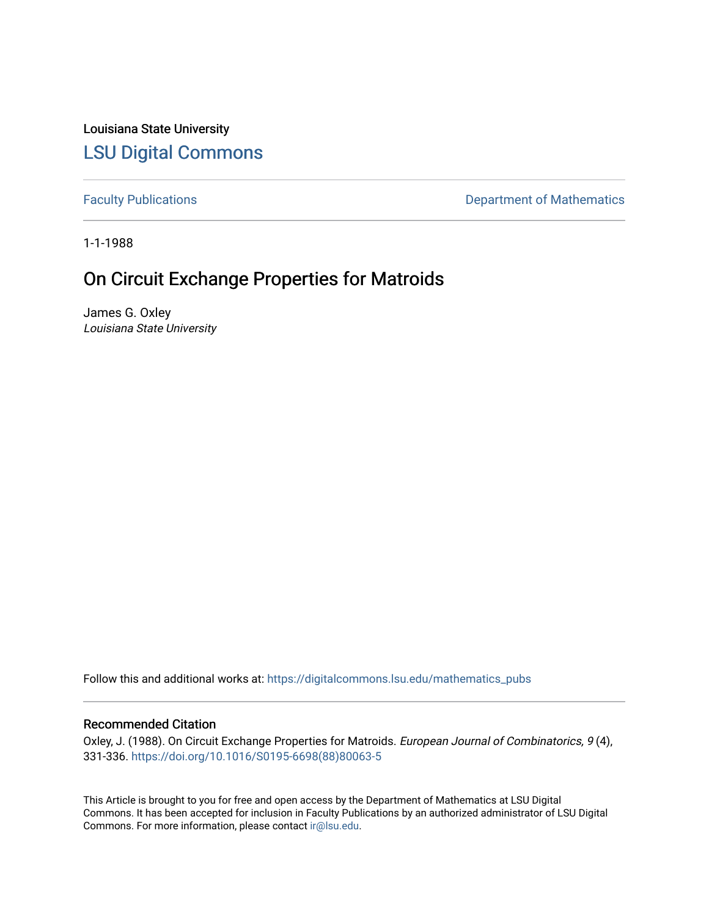Louisiana State University

# LSU Digital Commons

Faculty Publications | Department of Mathematics

1-1-1988

## On Circuit Exchange Properties for Matroids

James G. Oxley
*Louisiana State University*

Follow this and additional works at: https://digitalcommons.lsu.edu/mathematics_pubs

### Recommended Citation

Oxley, J. (1988). On Circuit Exchange Properties for Matroids. *European Journal of Combinatorics, 9* (4), 331-336. https://doi.org/10.1016/S0195-6698(88)80063-5

This Article is brought to you for free and open access by the Department of Mathematics at LSU Digital Commons. It has been accepted for inclusion in Faculty Publications by an authorized administrator of LSU Digital Commons. For more information, please contact ir@lsu.edu.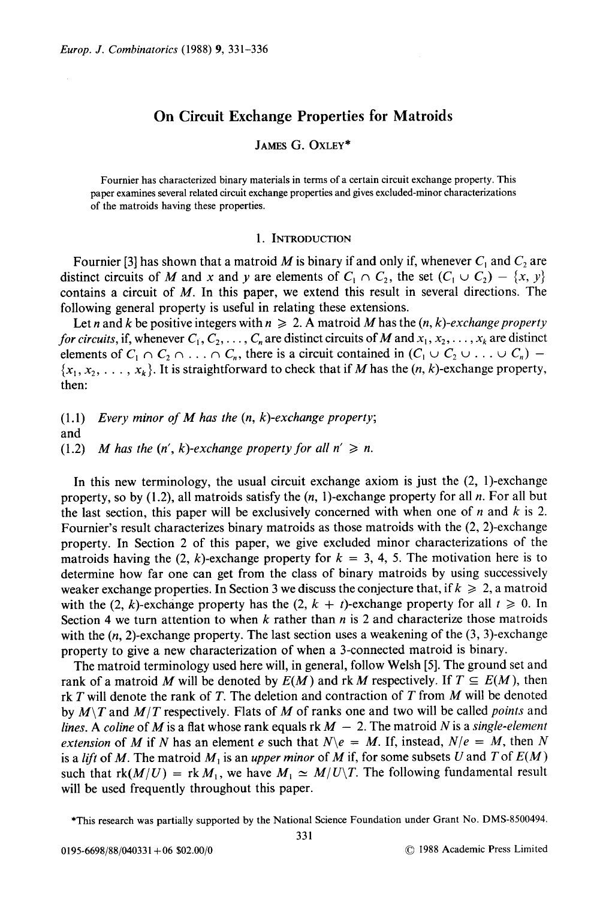# On Circuit Exchange Properties for Matroids

James G. Oxley*

Fournier has characterized binary materials in terms of a certain circuit exchange property. This paper examines several related circuit exchange properties and gives excluded-minor characterizations of the matroids having these properties.

## 1. Introduction

Fournier [3] has shown that a matroid $M$ is binary if and only if, whenever $C_1$ and $C_2$ are distinct circuits of $M$ and $x$ and $y$ are elements of $C_1 \cap C_2$, the set $(C_1 \cup C_2) - \{x, y\}$ contains a circuit of $M$. In this paper, we extend this result in several directions. The following general property is useful in relating these extensions.

Let $n$ and $k$ be positive integers with $n \geqslant 2$. A matroid $M$ has the *$(n, k)$-exchange property for circuits*, if, whenever $C_1, C_2, \ldots, C_n$ are distinct circuits of $M$ and $x_1, x_2, \ldots, x_k$ are distinct elements of $C_1 \cap C_2 \cap \ldots \cap C_n$, there is a circuit contained in $(C_1 \cup C_2 \cup \ldots \cup C_n) - \{x_1, x_2, \ldots, x_k\}$. It is straightforward to check that if $M$ has the $(n, k)$-exchange property, then:

(1.1) *Every minor of $M$ has the $(n, k)$-exchange property*;

and

(1.2) *$M$ has the $(n', k)$-exchange property for all $n' \geqslant n$.*

In this new terminology, the usual circuit exchange axiom is just the $(2, 1)$-exchange property, so by (1.2), all matroids satisfy the $(n, 1)$-exchange property for all $n$. For all but the last section, this paper will be exclusively concerned with when one of $n$ and $k$ is 2. Fournier's result characterizes binary matroids as those matroids with the $(2, 2)$-exchange property. In Section 2 of this paper, we give excluded minor characterizations of the matroids having the $(2, k)$-exchange property for $k = 3, 4, 5$. The motivation here is to determine how far one can get from the class of binary matroids by using successively weaker exchange properties. In Section 3 we discuss the conjecture that, if $k \geqslant 2$, a matroid with the $(2, k)$-exchange property has the $(2, k + t)$-exchange property for all $t \geqslant 0$. In Section 4 we turn attention to when $k$ rather than $n$ is 2 and characterize those matroids with the $(n, 2)$-exchange property. The last section uses a weakening of the $(3, 3)$-exchange property to give a new characterization of when a 3-connected matroid is binary.

The matroid terminology used here will, in general, follow Welsh [5]. The ground set and rank of a matroid $M$ will be denoted by $E(M)$ and $\operatorname{rk} M$ respectively. If $T \subseteq E(M)$, then $\operatorname{rk} T$ will denote the rank of $T$. The deletion and contraction of $T$ from $M$ will be denoted by $M \backslash T$ and $M/T$ respectively. Flats of $M$ of ranks one and two will be called *points* and *lines*. A *coline* of $M$ is a flat whose rank equals $\operatorname{rk} M - 2$. The matroid $N$ is a *single-element extension* of $M$ if $N$ has an element $e$ such that $N \backslash e = M$. If, instead, $N/e = M$, then $N$ is a *lift* of $M$. The matroid $M_1$ is an *upper minor* of $M$ if, for some subsets $U$ and $T$ of $E(M)$ such that $\operatorname{rk}(M/U) = \operatorname{rk} M_1$, we have $M_1 \simeq M/U \backslash T$. The following fundamental result will be used frequently throughout this paper.

*This research was partially supported by the National Science Foundation under Grant No. DMS-8500494.

0195-6698/88/040331+06 $02.00/0 © 1988 Academic Press Limited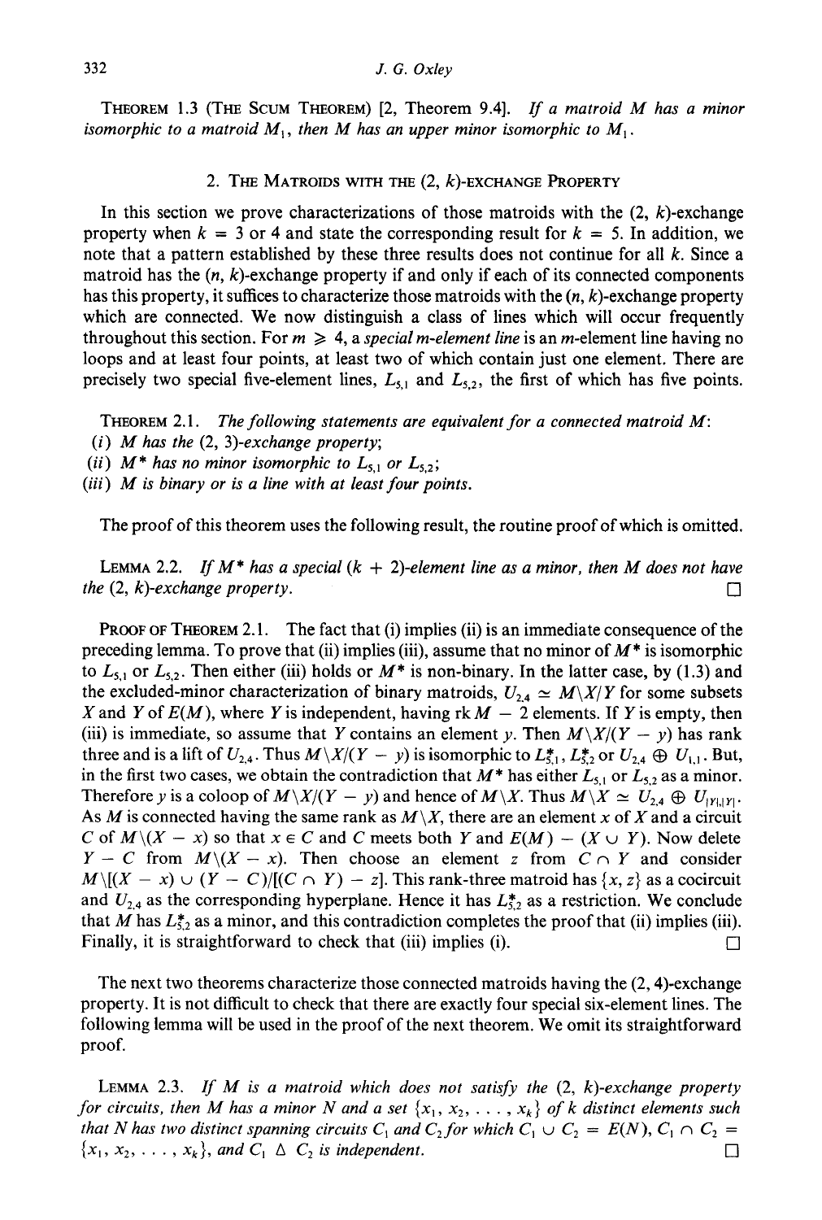THEOREM 1.3 (THE SCUM THEOREM) [2, Theorem 9.4]. *If a matroid $M$ has a minor isomorphic to a matroid $M_1$, then $M$ has an upper minor isomorphic to $M_1$.*

## 2. THE MATROIDS WITH THE (2, $k$)-EXCHANGE PROPERTY

In this section we prove characterizations of those matroids with the (2, $k$)-exchange property when $k = 3$ or 4 and state the corresponding result for $k = 5$. In addition, we note that a pattern established by these three results does not continue for all $k$. Since a matroid has the ($n$, $k$)-exchange property if and only if each of its connected components has this property, it suffices to characterize those matroids with the ($n$, $k$)-exchange property which are connected. We now distinguish a class of lines which will occur frequently throughout this section. For $m \geqslant 4$, a *special $m$-element line* is an $m$-element line having no loops and at least four points, at least two of which contain just one element. There are precisely two special five-element lines, $L_{5,1}$ and $L_{5,2}$, the first of which has five points.

THEOREM 2.1. *The following statements are equivalent for a connected matroid $M$:*
*(i) $M$ has the (2, 3)-exchange property;*
*(ii) $M^*$ has no minor isomorphic to $L_{5,1}$ or $L_{5,2}$;*
*(iii) $M$ is binary or is a line with at least four points.*

The proof of this theorem uses the following result, the routine proof of which is omitted.

LEMMA 2.2. *If $M^*$ has a special $(k+2)$-element line as a minor, then $M$ does not have the (2, $k$)-exchange property.* □

PROOF OF THEOREM 2.1. The fact that (i) implies (ii) is an immediate consequence of the preceding lemma. To prove that (ii) implies (iii), assume that no minor of $M^*$ is isomorphic to $L_{5,1}$ or $L_{5,2}$. Then either (iii) holds or $M^*$ is non-binary. In the latter case, by (1.3) and the excluded-minor characterization of binary matroids, $U_{2,4} \simeq M\backslash X/Y$ for some subsets $X$ and $Y$ of $E(M)$, where $Y$ is independent, having $\text{rk}\, M - 2$ elements. If $Y$ is empty, then (iii) is immediate, so assume that $Y$ contains an element $y$. Then $M\backslash X/(Y-y)$ has rank three and is a lift of $U_{2,4}$. Thus $M\backslash X/(Y-y)$ is isomorphic to $L^*_{5,1}$, $L^*_{5,2}$ or $U_{2,4} \oplus U_{1,1}$. But, in the first two cases, we obtain the contradiction that $M^*$ has either $L_{5,1}$ or $L_{5,2}$ as a minor. Therefore $y$ is a coloop of $M\backslash X/(Y-y)$ and hence of $M\backslash X$. Thus $M\backslash X \simeq U_{2,4} \oplus U_{|Y|,|Y|}$. As $M$ is connected having the same rank as $M\backslash X$, there are an element $x$ of $X$ and a circuit $C$ of $M\backslash(X-x)$ so that $x \in C$ and $C$ meets both $Y$ and $E(M) - (X \cup Y)$. Now delete $Y - C$ from $M\backslash(X-x)$. Then choose an element $z$ from $C \cap Y$ and consider $M\backslash[(X-x) \cup (Y-C)]/[(C \cap Y) - z]$. This rank-three matroid has $\{x, z\}$ as a cocircuit and $U_{2,4}$ as the corresponding hyperplane. Hence it has $L^*_{5,2}$ as a restriction. We conclude that $M$ has $L^*_{5,2}$ as a minor, and this contradiction completes the proof that (ii) implies (iii). Finally, it is straightforward to check that (iii) implies (i). □

The next two theorems characterize those connected matroids having the (2, 4)-exchange property. It is not difficult to check that there are exactly four special six-element lines. The following lemma will be used in the proof of the next theorem. We omit its straightforward proof.

LEMMA 2.3. *If $M$ is a matroid which does not satisfy the (2, $k$)-exchange property for circuits, then $M$ has a minor $N$ and a set $\{x_1, x_2, \ldots, x_k\}$ of $k$ distinct elements such that $N$ has two distinct spanning circuits $C_1$ and $C_2$ for which $C_1 \cup C_2 = E(N)$, $C_1 \cap C_2 = \{x_1, x_2, \ldots, x_k\}$, and $C_1 \triangle C_2$ is independent.* □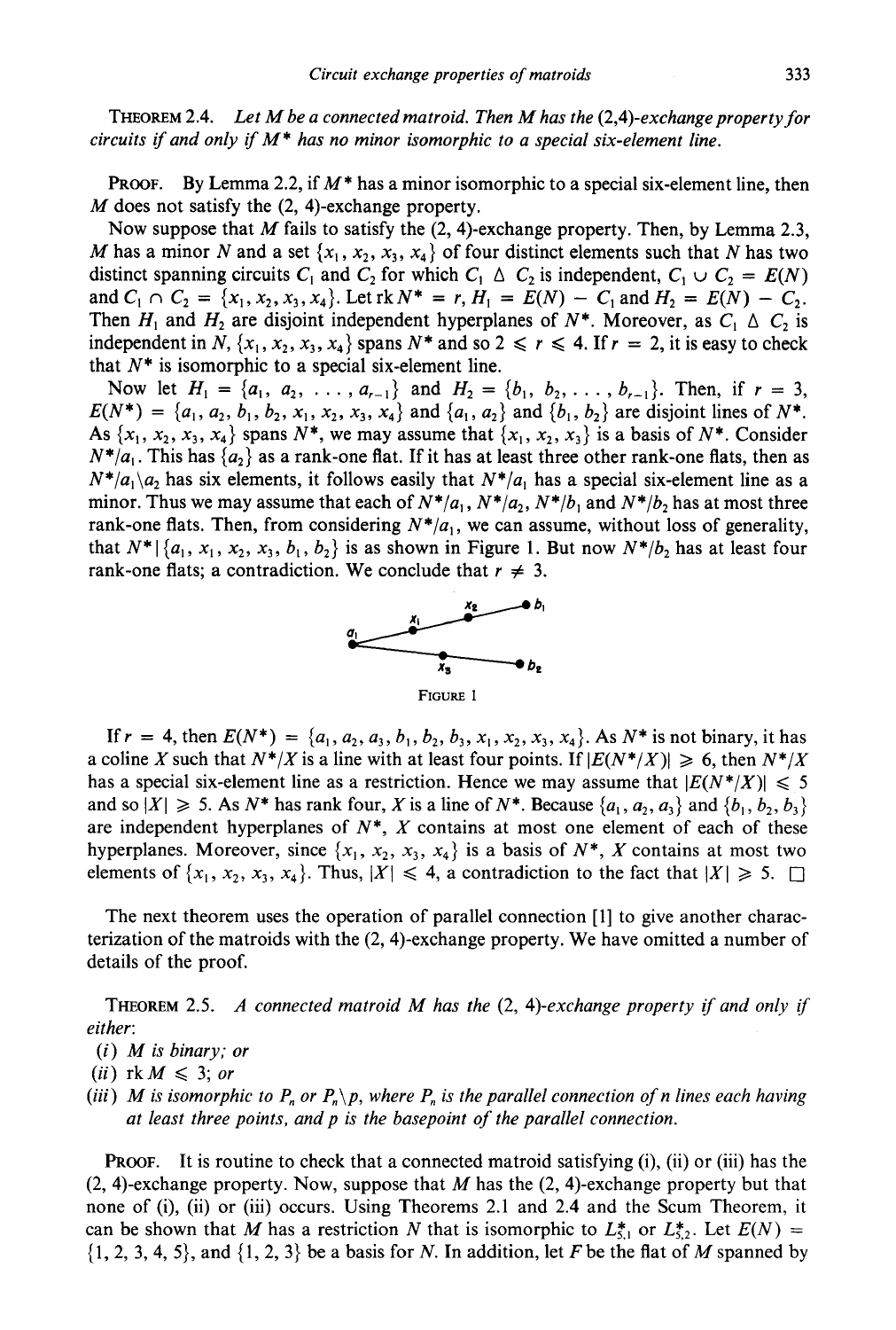**Theorem 2.4.** *Let $M$ be a connected matroid. Then $M$ has the (2,4)-exchange property for circuits if and only if $M^*$ has no minor isomorphic to a special six-element line.*

**Proof.** By Lemma 2.2, if $M^*$ has a minor isomorphic to a special six-element line, then $M$ does not satisfy the (2, 4)-exchange property.

Now suppose that $M$ fails to satisfy the (2, 4)-exchange property. Then, by Lemma 2.3, $M$ has a minor $N$ and a set $\{x_1, x_2, x_3, x_4\}$ of four distinct elements such that $N$ has two distinct spanning circuits $C_1$ and $C_2$ for which $C_1 \triangle C_2$ is independent, $C_1 \cup C_2 = E(N)$ and $C_1 \cap C_2 = \{x_1, x_2, x_3, x_4\}$. Let $\text{rk}\, N^* = r$, $H_1 = E(N) - C_1$ and $H_2 = E(N) - C_2$. Then $H_1$ and $H_2$ are disjoint independent hyperplanes of $N^*$. Moreover, as $C_1 \triangle C_2$ is independent in $N$, $\{x_1, x_2, x_3, x_4\}$ spans $N^*$ and so $2 \leqslant r \leqslant 4$. If $r = 2$, it is easy to check that $N^*$ is isomorphic to a special six-element line.

Now let $H_1 = \{a_1, a_2, \ldots, a_{r-1}\}$ and $H_2 = \{b_1, b_2, \ldots, b_{r-1}\}$. Then, if $r = 3$, $E(N^*) = \{a_1, a_2, b_1, b_2, x_1, x_2, x_3, x_4\}$ and $\{a_1, a_2\}$ and $\{b_1, b_2\}$ are disjoint lines of $N^*$. As $\{x_1, x_2, x_3, x_4\}$ spans $N^*$, we may assume that $\{x_1, x_2, x_3\}$ is a basis of $N^*$. Consider $N^*/a_1$. This has $\{a_2\}$ as a rank-one flat. If it has at least three other rank-one flats, then as $N^*/a_1 \backslash a_2$ has six elements, it follows easily that $N^*/a_1$ has a special six-element line as a minor. Thus we may assume that each of $N^*/a_1$, $N^*/a_2$, $N^*/b_1$ and $N^*/b_2$ has at most three rank-one flats. Then, from considering $N^*/a_1$, we can assume, without loss of generality, that $N^* | \{a_1, x_1, x_2, x_3, b_1, b_2\}$ is as shown in Figure 1. But now $N^*/b_2$ has at least four rank-one flats; a contradiction. We conclude that $r \neq 3$.

FIGURE 1

If $r = 4$, then $E(N^*) = \{a_1, a_2, a_3, b_1, b_2, b_3, x_1, x_2, x_3, x_4\}$. As $N^*$ is not binary, it has a coline $X$ such that $N^*/X$ is a line with at least four points. If $|E(N^*/X)| \geqslant 6$, then $N^*/X$ has a special six-element line as a restriction. Hence we may assume that $|E(N^*/X)| \leqslant 5$ and so $|X| \geqslant 5$. As $N^*$ has rank four, $X$ is a line of $N^*$. Because $\{a_1, a_2, a_3\}$ and $\{b_1, b_2, b_3\}$ are independent hyperplanes of $N^*$, $X$ contains at most one element of each of these hyperplanes. Moreover, since $\{x_1, x_2, x_3, x_4\}$ is a basis of $N^*$, $X$ contains at most two elements of $\{x_1, x_2, x_3, x_4\}$. Thus, $|X| \leqslant 4$, a contradiction to the fact that $|X| \geqslant 5$. $\square$

The next theorem uses the operation of parallel connection [1] to give another characterization of the matroids with the (2, 4)-exchange property. We have omitted a number of details of the proof.

**Theorem 2.5.** *A connected matroid $M$ has the (2, 4)-exchange property if and only if either:*
*(i) $M$ is binary; or*
*(ii) $\text{rk}\, M \leqslant 3$; or*
*(iii) $M$ is isomorphic to $P_n$ or $P_n \backslash p$, where $P_n$ is the parallel connection of $n$ lines each having at least three points, and $p$ is the basepoint of the parallel connection.*

**Proof.** It is routine to check that a connected matroid satisfying (i), (ii) or (iii) has the (2, 4)-exchange property. Now, suppose that $M$ has the (2, 4)-exchange property but that none of (i), (ii) or (iii) occurs. Using Theorems 2.1 and 2.4 and the Scum Theorem, it can be shown that $M$ has a restriction $N$ that is isomorphic to $L^*_{5,1}$ or $L^*_{5,2}$. Let $E(N) = \{1, 2, 3, 4, 5\}$, and $\{1, 2, 3\}$ be a basis for $N$. In addition, let $F$ be the flat of $M$ spanned by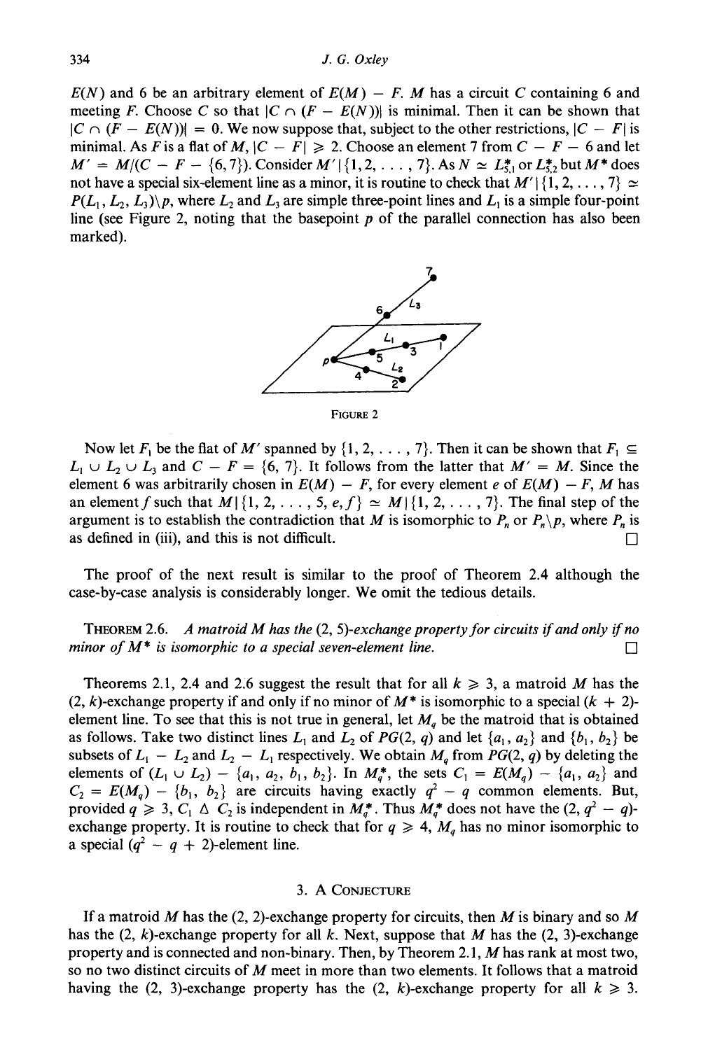$E(N)$ and 6 be an arbitrary element of $E(M) - F$. $M$ has a circuit $C$ containing 6 and meeting $F$. Choose $C$ so that $|C \cap (F - E(N))|$ is minimal. Then it can be shown that $|C \cap (F - E(N))| = 0$. We now suppose that, subject to the other restrictions, $|C - F|$ is minimal. As $F$ is a flat of $M$, $|C - F| \geq 2$. Choose an element 7 from $C - F - 6$ and let $M' = M/(C - F - \{6, 7\})$. Consider $M'|\{1, 2, \ldots, 7\}$. As $N \simeq L_{5,1}^*$ or $L_{5,2}^*$ but $M^*$ does not have a special six-element line as a minor, it is routine to check that $M'|\{1, 2, \ldots, 7\} \simeq P(L_1, L_2, L_3)\backslash p$, where $L_2$ and $L_3$ are simple three-point lines and $L_1$ is a simple four-point line (see Figure 2, noting that the basepoint $p$ of the parallel connection has also been marked).

FIGURE 2

Now let $F_1$ be the flat of $M'$ spanned by $\{1, 2, \ldots, 7\}$. Then it can be shown that $F_1 \subseteq L_1 \cup L_2 \cup L_3$ and $C - F = \{6, 7\}$. It follows from the latter that $M' = M$. Since the element 6 was arbitrarily chosen in $E(M) - F$, for every element $e$ of $E(M) - F$, $M$ has an element $f$ such that $M|\{1, 2, \ldots, 5, e, f\} \simeq M|\{1, 2, \ldots, 7\}$. The final step of the argument is to establish the contradiction that $M$ is isomorphic to $P_n$ or $P_n\backslash p$, where $P_n$ is as defined in (iii), and this is not difficult. □

The proof of the next result is similar to the proof of Theorem 2.4 although the case-by-case analysis is considerably longer. We omit the tedious details.

THEOREM 2.6. *A matroid $M$ has the $(2, 5)$-exchange property for circuits if and only if no minor of $M^*$ is isomorphic to a special seven-element line.* □

Theorems 2.1, 2.4 and 2.6 suggest the result that for all $k \geq 3$, a matroid $M$ has the $(2, k)$-exchange property if and only if no minor of $M^*$ is isomorphic to a special $(k + 2)$-element line. To see that this is not true in general, let $M_q$ be the matroid that is obtained as follows. Take two distinct lines $L_1$ and $L_2$ of $PG(2, q)$ and let $\{a_1, a_2\}$ and $\{b_1, b_2\}$ be subsets of $L_1 - L_2$ and $L_2 - L_1$ respectively. We obtain $M_q$ from $PG(2, q)$ by deleting the elements of $(L_1 \cup L_2) - \{a_1, a_2, b_1, b_2\}$. In $M_q^*$, the sets $C_1 = E(M_q) - \{a_1, a_2\}$ and $C_2 = E(M_q) - \{b_1, b_2\}$ are circuits having exactly $q^2 - q$ common elements. But, provided $q \geq 3$, $C_1 \triangle C_2$ is independent in $M_q^*$. Thus $M_q^*$ does not have the $(2, q^2 - q)$-exchange property. It is routine to check that for $q \geq 4$, $M_q$ has no minor isomorphic to a special $(q^2 - q + 2)$-element line.

## 3. A CONJECTURE

If a matroid $M$ has the $(2, 2)$-exchange property for circuits, then $M$ is binary and so $M$ has the $(2, k)$-exchange property for all $k$. Next, suppose that $M$ has the $(2, 3)$-exchange property and is connected and non-binary. Then, by Theorem 2.1, $M$ has rank at most two, so no two distinct circuits of $M$ meet in more than two elements. It follows that a matroid having the $(2, 3)$-exchange property has the $(2, k)$-exchange property for all $k \geq 3$.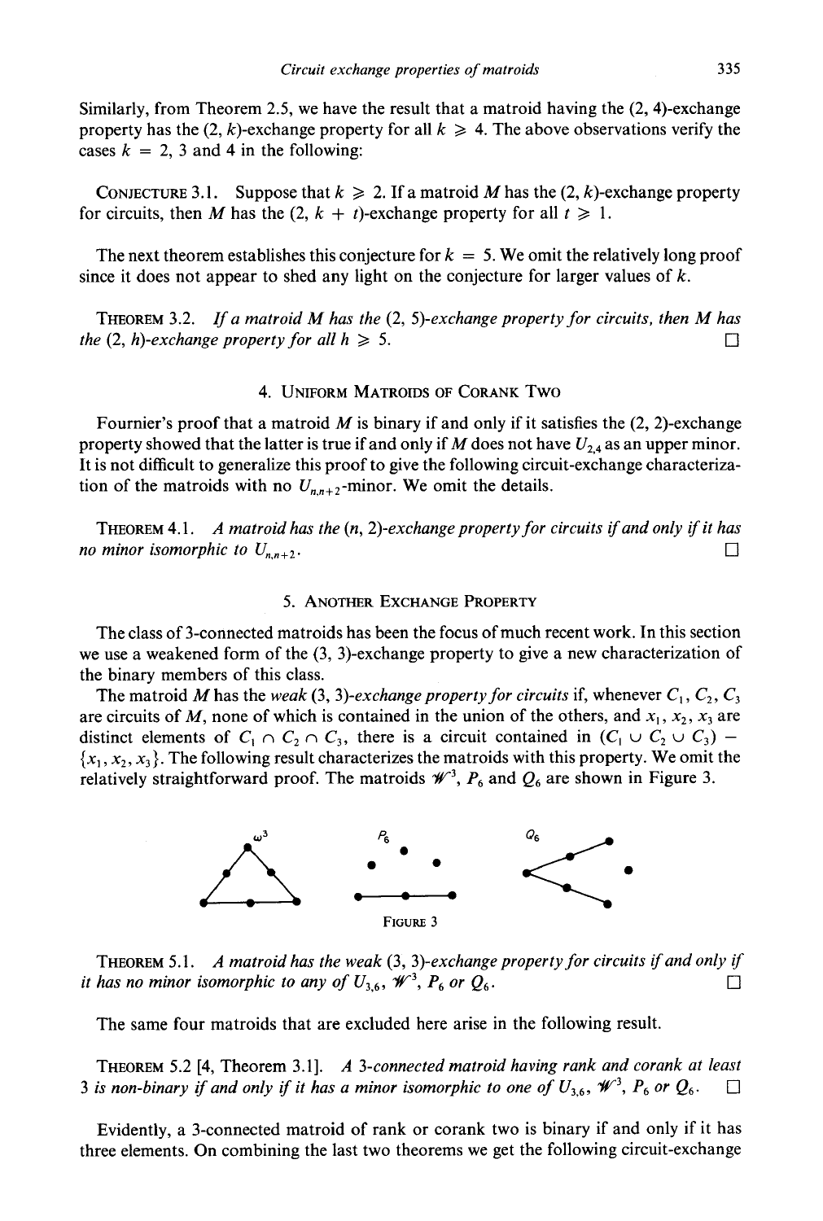Similarly, from Theorem 2.5, we have the result that a matroid having the (2, 4)-exchange property has the (2, $k$)-exchange property for all $k \geq 4$. The above observations verify the cases $k = 2$, 3 and 4 in the following:

CONJECTURE 3.1. *Suppose that $k \geq 2$. If a matroid $M$ has the (2, $k$)-exchange property for circuits, then $M$ has the (2, $k + t$)-exchange property for all $t \geq 1$.*

The next theorem establishes this conjecture for $k = 5$. We omit the relatively long proof since it does not appear to shed any light on the conjecture for larger values of $k$.

THEOREM 3.2. *If a matroid $M$ has the (2, 5)-exchange property for circuits, then $M$ has the (2, $h$)-exchange property for all $h \geq 5$.* □

## 4. Uniform Matroids of Corank Two

Fournier's proof that a matroid $M$ is binary if and only if it satisfies the (2, 2)-exchange property showed that the latter is true if and only if $M$ does not have $U_{2,4}$ as an upper minor. It is not difficult to generalize this proof to give the following circuit-exchange characterization of the matroids with no $U_{n,n+2}$-minor. We omit the details.

THEOREM 4.1. *A matroid has the ($n$, 2)-exchange property for circuits if and only if it has no minor isomorphic to $U_{n,n+2}$.* □

## 5. Another Exchange Property

The class of 3-connected matroids has been the focus of much recent work. In this section we use a weakened form of the (3, 3)-exchange property to give a new characterization of the binary members of this class.

The matroid $M$ has the *weak* (3, 3)-*exchange property for circuits* if, whenever $C_1$, $C_2$, $C_3$ are circuits of $M$, none of which is contained in the union of the others, and $x_1$, $x_2$, $x_3$ are distinct elements of $C_1 \cap C_2 \cap C_3$, there is a circuit contained in $(C_1 \cup C_2 \cup C_3) - \{x_1, x_2, x_3\}$. The following result characterizes the matroids with this property. We omit the relatively straightforward proof. The matroids $\mathcal{W}^3$, $P_6$ and $Q_6$ are shown in Figure 3.

FIGURE 3

THEOREM 5.1. *A matroid has the weak (3, 3)-exchange property for circuits if and only if it has no minor isomorphic to any of $U_{3,6}$, $\mathcal{W}^3$, $P_6$ or $Q_6$.* □

The same four matroids that are excluded here arise in the following result.

THEOREM 5.2 [4, Theorem 3.1]. *A 3-connected matroid having rank and corank at least 3 is non-binary if and only if it has a minor isomorphic to one of $U_{3,6}$, $\mathcal{W}^3$, $P_6$ or $Q_6$.* □

Evidently, a 3-connected matroid of rank or corank two is binary if and only if it has three elements. On combining the last two theorems we get the following circuit-exchange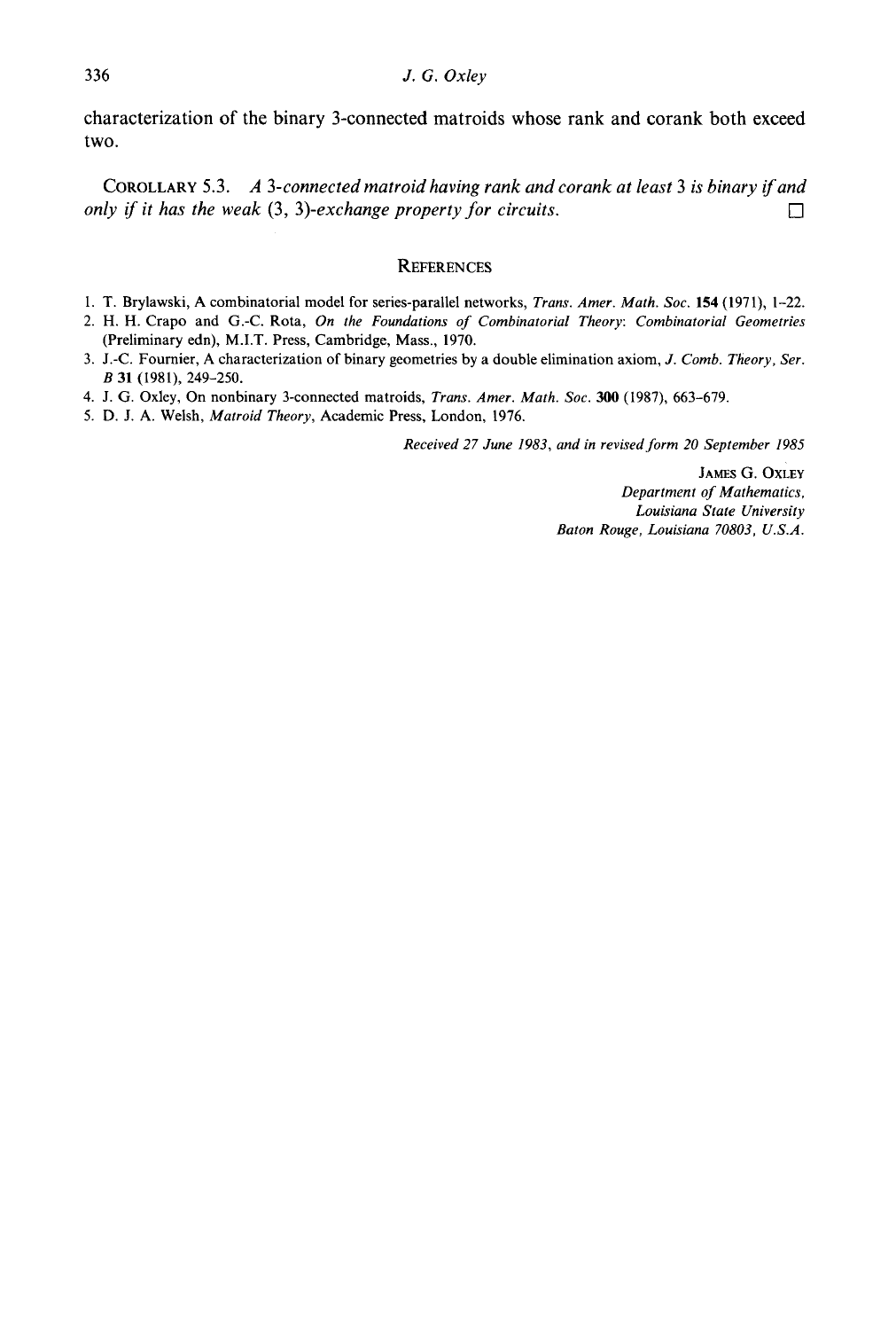characterization of the binary 3-connected matroids whose rank and corank both exceed two.

COROLLARY 5.3. *A 3-connected matroid having rank and corank at least 3 is binary if and only if it has the weak (3, 3)-exchange property for circuits.* □

## REFERENCES

1. T. Brylawski, A combinatorial model for series-parallel networks, *Trans. Amer. Math. Soc.* **154** (1971), 1–22.
2. H. H. Crapo and G.-C. Rota, *On the Foundations of Combinatorial Theory: Combinatorial Geometries* (Preliminary edn), M.I.T. Press, Cambridge, Mass., 1970.
3. J.-C. Fournier, A characterization of binary geometries by a double elimination axiom, *J. Comb. Theory, Ser. B* **31** (1981), 249–250.
4. J. G. Oxley, On nonbinary 3-connected matroids, *Trans. Amer. Math. Soc.* **300** (1987), 663–679.
5. D. J. A. Welsh, *Matroid Theory*, Academic Press, London, 1976.

*Received 27 June 1983, and in revised form 20 September 1985*

JAMES G. OXLEY
*Department of Mathematics,*
*Louisiana State University*
*Baton Rouge, Louisiana 70803, U.S.A.*